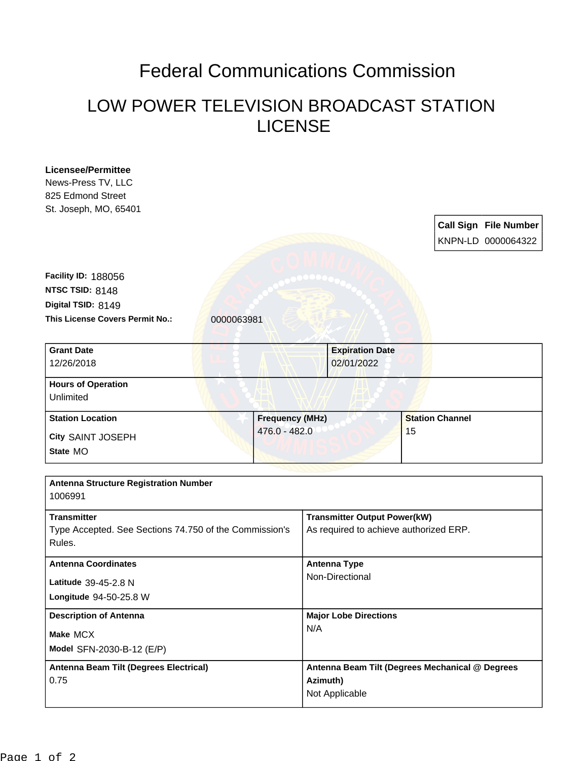# Federal Communications Commission

## LOW POWER TELEVISION BROADCAST STATION LICENSE

**Licensee/Permittee**
News-Press TV, LLC
825 Edmond Street
St. Joseph, MO, 65401

| Call Sign | File Number |
|---|---|
| KNPN-LD | 0000064322 |

**Facility ID:** 188056
**NTSC TSID:** 8148
**Digital TSID:** 8149
**This License Covers Permit No.:** 0000063981

| Grant Date | Expiration Date |
|---|---|
| 12/26/2018 | 02/01/2022 |

**Hours of Operation**
Unlimited

| Station Location | Frequency (MHz) | Station Channel |
|---|---|---|
| City SAINT JOSEPH<br>State MO | 476.0 - 482.0 | 15 |

**Antenna Structure Registration Number**
1006991

| Transmitter | Transmitter Output Power(kW) |
|---|---|
| Type Accepted. See Sections 74.750 of the Commission's Rules. | As required to achieve authorized ERP. |

| Antenna Coordinates | Antenna Type |
|---|---|
| Latitude 39-45-2.8 N<br>Longitude 94-50-25.8 W | Non-Directional |

| Description of Antenna | Major Lobe Directions |
|---|---|
| Make MCX<br>Model SFN-2030-B-12 (E/P) | N/A |

| Antenna Beam Tilt (Degrees Electrical) | Antenna Beam Tilt (Degrees Mechanical @ Degrees Azimuth) |
|---|---|
| 0.75 | Not Applicable |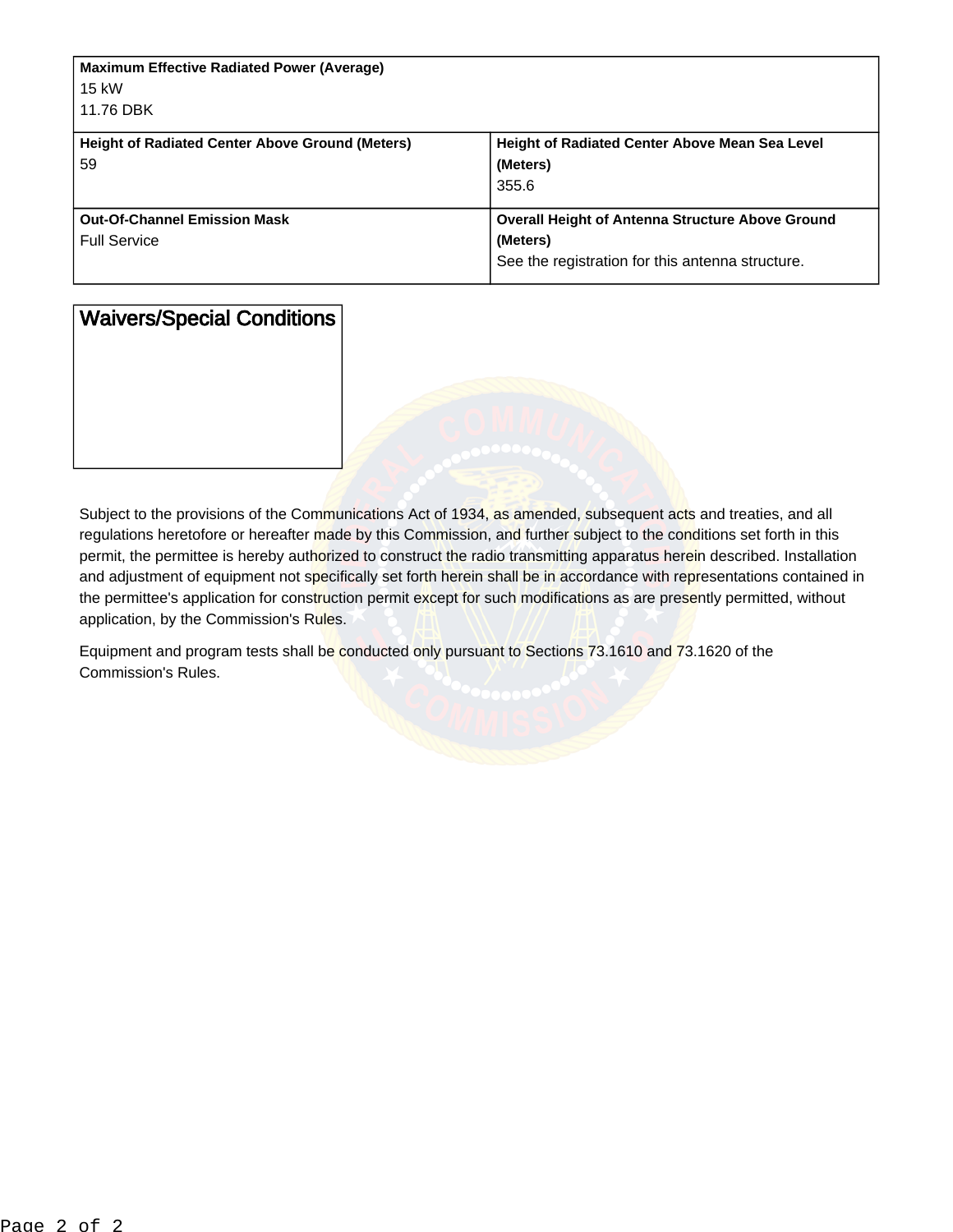| | |
|---|---|
| **Maximum Effective Radiated Power (Average)**<br>15 kW<br>11.76 DBK | |
| **Height of Radiated Center Above Ground (Meters)**<br>59 | **Height of Radiated Center Above Mean Sea Level (Meters)**<br>355.6 |
| **Out-Of-Channel Emission Mask**<br>Full Service | **Overall Height of Antenna Structure Above Ground (Meters)**<br>See the registration for this antenna structure. |

## Waivers/Special Conditions

Subject to the provisions of the Communications Act of 1934, as amended, subsequent acts and treaties, and all regulations heretofore or hereafter made by this Commission, and further subject to the conditions set forth in this permit, the permittee is hereby authorized to construct the radio transmitting apparatus herein described. Installation and adjustment of equipment not specifically set forth herein shall be in accordance with representations contained in the permittee's application for construction permit except for such modifications as are presently permitted, without application, by the Commission's Rules.

Equipment and program tests shall be conducted only pursuant to Sections 73.1610 and 73.1620 of the Commission's Rules.